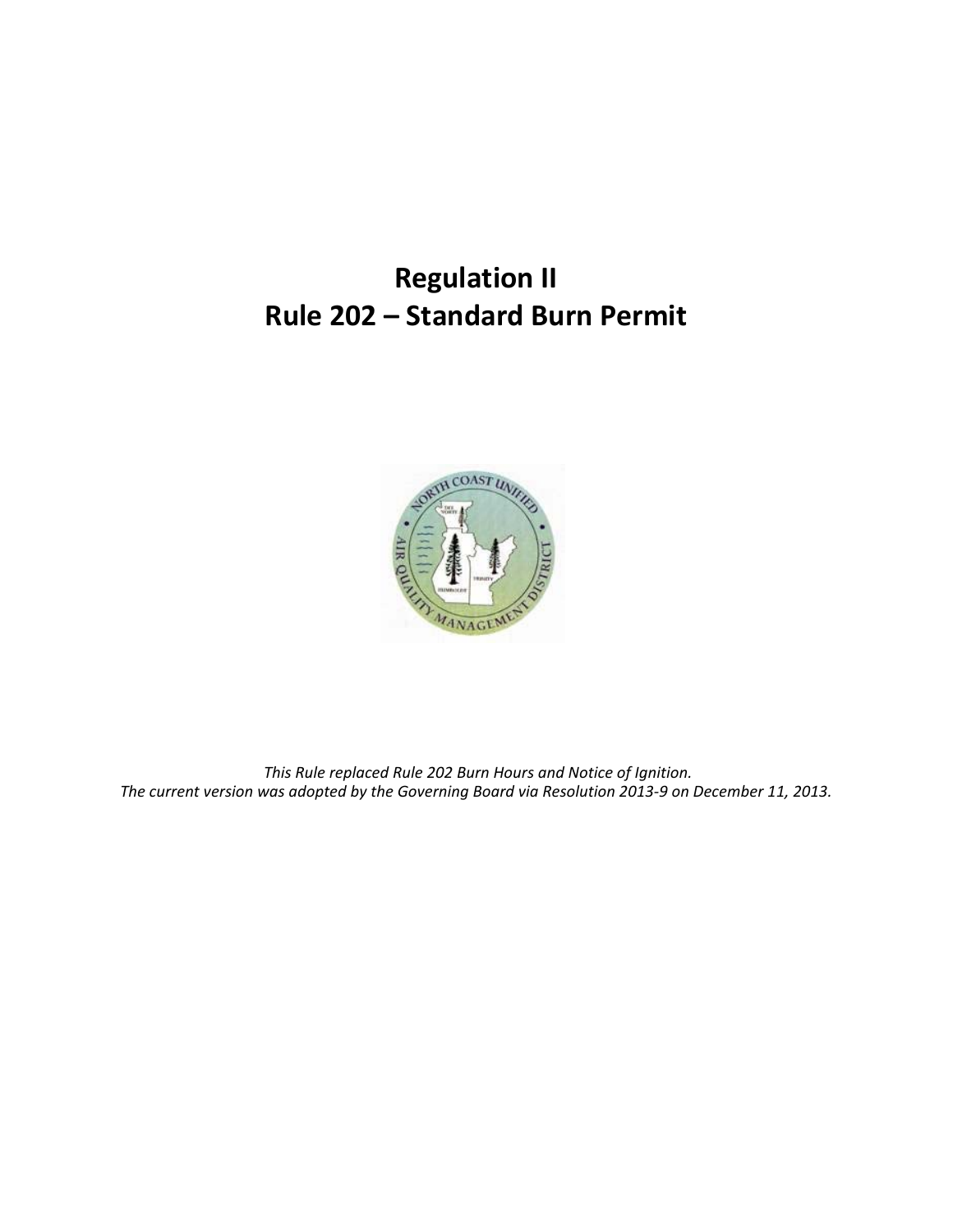# Regulation II
# Rule 202 – Standard Burn Permit

*This Rule replaced Rule 202 Burn Hours and Notice of Ignition.*
*The current version was adopted by the Governing Board via Resolution 2013-9 on December 11, 2013.*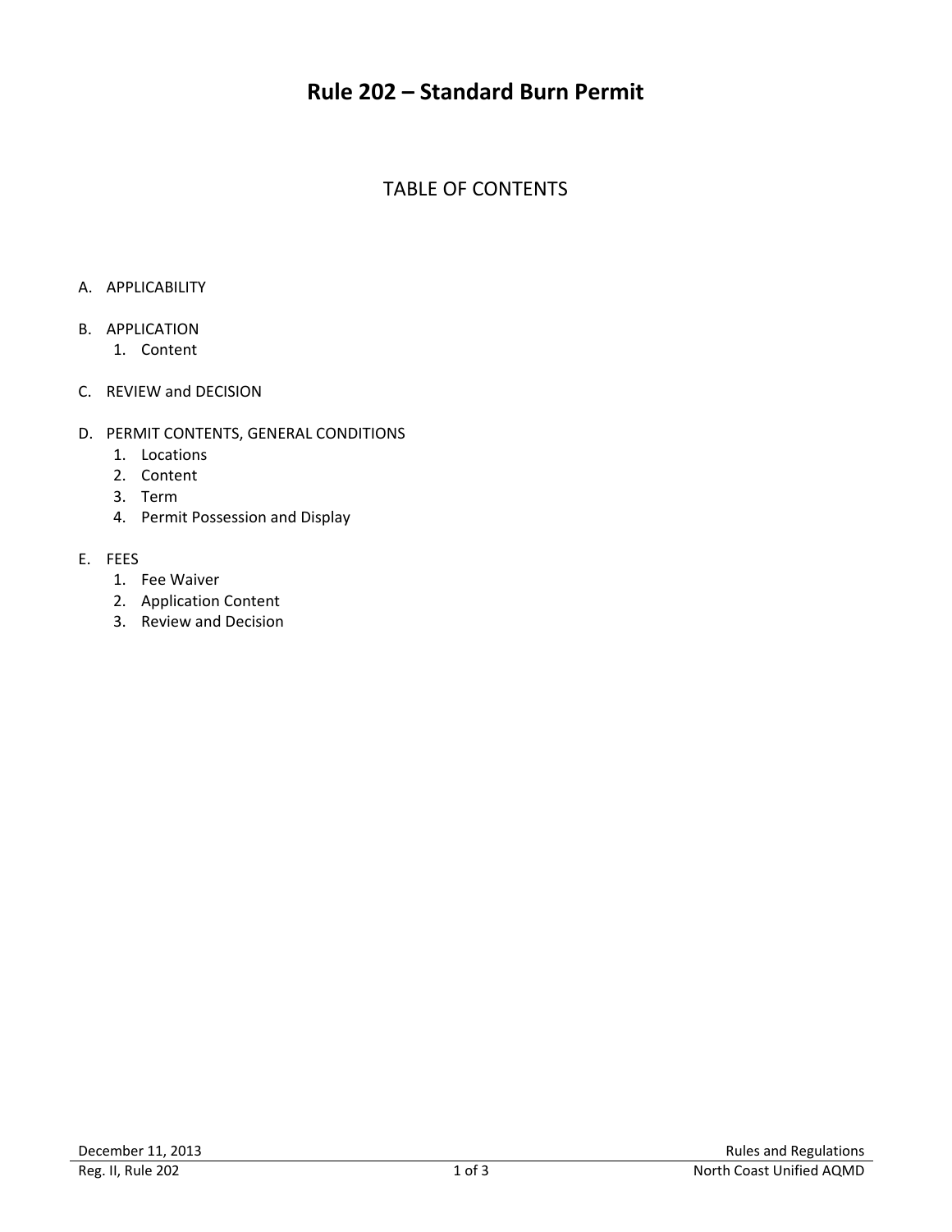# Rule 202 – Standard Burn Permit

## TABLE OF CONTENTS

A. APPLICABILITY

B. APPLICATION
   1. Content

C. REVIEW and DECISION

D. PERMIT CONTENTS, GENERAL CONDITIONS
   1. Locations
   2. Content
   3. Term
   4. Permit Possession and Display

E. FEES
   1. Fee Waiver
   2. Application Content
   3. Review and Decision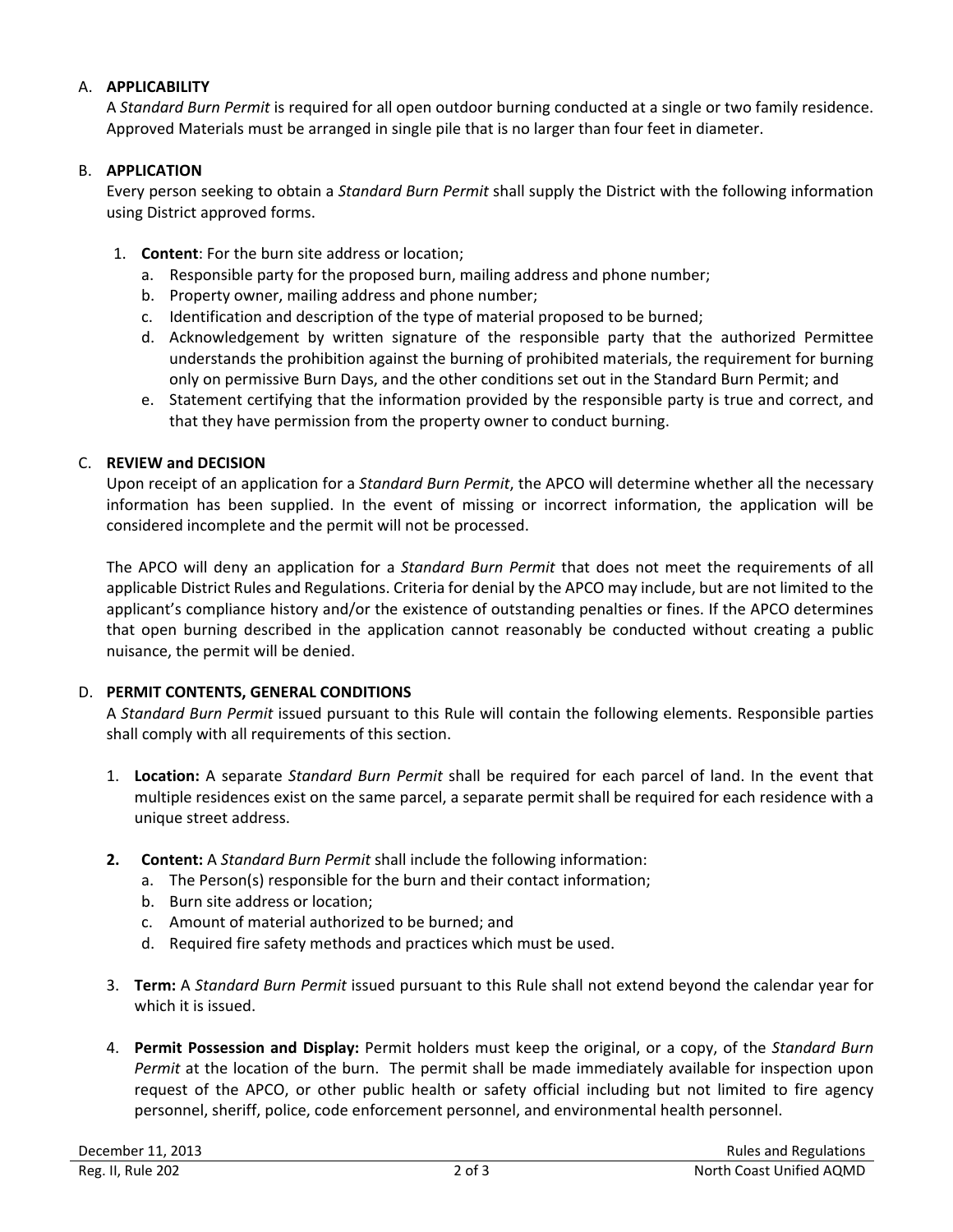A. **APPLICABILITY**

A *Standard Burn Permit* is required for all open outdoor burning conducted at a single or two family residence. Approved Materials must be arranged in single pile that is no larger than four feet in diameter.

B. **APPLICATION**

Every person seeking to obtain a *Standard Burn Permit* shall supply the District with the following information using District approved forms.

1. **Content**: For the burn site address or location;
   a. Responsible party for the proposed burn, mailing address and phone number;
   b. Property owner, mailing address and phone number;
   c. Identification and description of the type of material proposed to be burned;
   d. Acknowledgement by written signature of the responsible party that the authorized Permittee understands the prohibition against the burning of prohibited materials, the requirement for burning only on permissive Burn Days, and the other conditions set out in the Standard Burn Permit; and
   e. Statement certifying that the information provided by the responsible party is true and correct, and that they have permission from the property owner to conduct burning.

C. **REVIEW and DECISION**

Upon receipt of an application for a *Standard Burn Permit*, the APCO will determine whether all the necessary information has been supplied. In the event of missing or incorrect information, the application will be considered incomplete and the permit will not be processed.

The APCO will deny an application for a *Standard Burn Permit* that does not meet the requirements of all applicable District Rules and Regulations. Criteria for denial by the APCO may include, but are not limited to the applicant's compliance history and/or the existence of outstanding penalties or fines. If the APCO determines that open burning described in the application cannot reasonably be conducted without creating a public nuisance, the permit will be denied.

D. **PERMIT CONTENTS, GENERAL CONDITIONS**

A *Standard Burn Permit* issued pursuant to this Rule will contain the following elements. Responsible parties shall comply with all requirements of this section.

1. **Location:** A separate *Standard Burn Permit* shall be required for each parcel of land. In the event that multiple residences exist on the same parcel, a separate permit shall be required for each residence with a unique street address.

2. **Content:** A *Standard Burn Permit* shall include the following information:
   a. The Person(s) responsible for the burn and their contact information;
   b. Burn site address or location;
   c. Amount of material authorized to be burned; and
   d. Required fire safety methods and practices which must be used.

3. **Term:** A *Standard Burn Permit* issued pursuant to this Rule shall not extend beyond the calendar year for which it is issued.

4. **Permit Possession and Display:** Permit holders must keep the original, or a copy, of the *Standard Burn Permit* at the location of the burn. The permit shall be made immediately available for inspection upon request of the APCO, or other public health or safety official including but not limited to fire agency personnel, sheriff, police, code enforcement personnel, and environmental health personnel.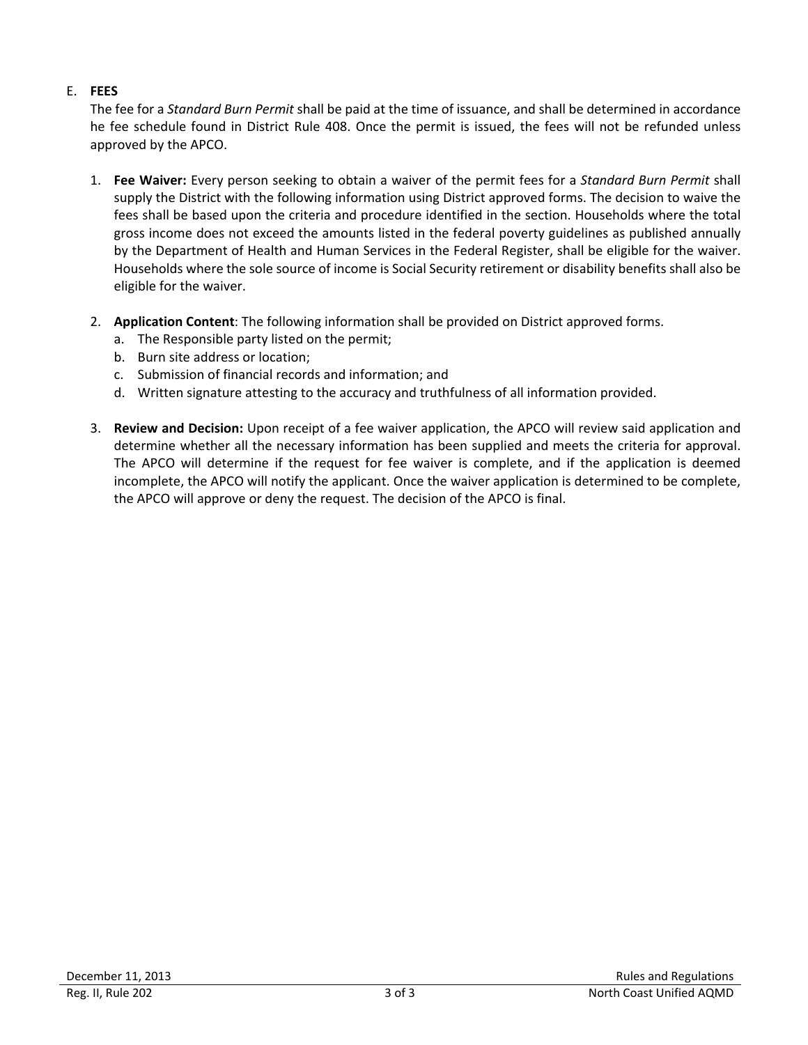E. **FEES**

The fee for a *Standard Burn Permit* shall be paid at the time of issuance, and shall be determined in accordance he fee schedule found in District Rule 408. Once the permit is issued, the fees will not be refunded unless approved by the APCO.

1. **Fee Waiver:** Every person seeking to obtain a waiver of the permit fees for a *Standard Burn Permit* shall supply the District with the following information using District approved forms. The decision to waive the fees shall be based upon the criteria and procedure identified in the section. Households where the total gross income does not exceed the amounts listed in the federal poverty guidelines as published annually by the Department of Health and Human Services in the Federal Register, shall be eligible for the waiver. Households where the sole source of income is Social Security retirement or disability benefits shall also be eligible for the waiver.

2. **Application Content**: The following information shall be provided on District approved forms.
   a. The Responsible party listed on the permit;
   b. Burn site address or location;
   c. Submission of financial records and information; and
   d. Written signature attesting to the accuracy and truthfulness of all information provided.

3. **Review and Decision:** Upon receipt of a fee waiver application, the APCO will review said application and determine whether all the necessary information has been supplied and meets the criteria for approval. The APCO will determine if the request for fee waiver is complete, and if the application is deemed incomplete, the APCO will notify the applicant. Once the waiver application is determined to be complete, the APCO will approve or deny the request. The decision of the APCO is final.